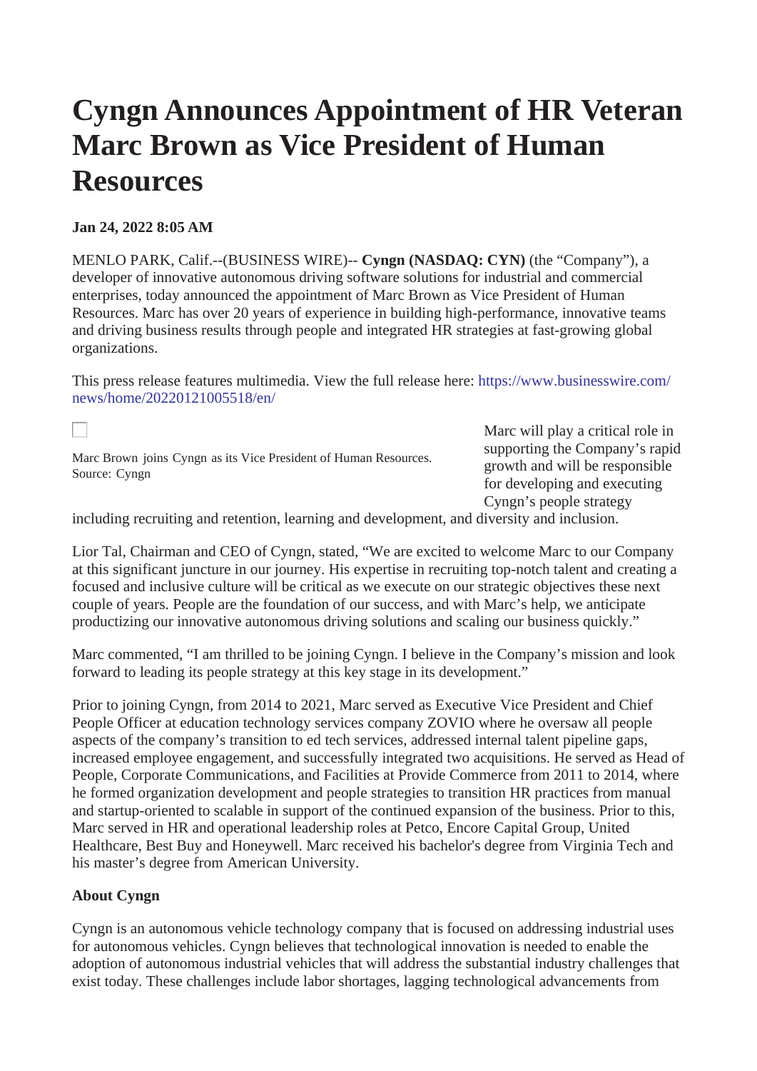# Cyngn Announces Appointment of HR Veteran Marc Brown as Vice President of Human Resources

**Jan 24, 2022 8:05 AM**

MENLO PARK, Calif.--(BUSINESS WIRE)-- **Cyngn (NASDAQ: CYN)** (the "Company"), a developer of innovative autonomous driving software solutions for industrial and commercial enterprises, today announced the appointment of Marc Brown as Vice President of Human Resources. Marc has over 20 years of experience in building high-performance, innovative teams and driving business results through people and integrated HR strategies at fast-growing global organizations.

This press release features multimedia. View the full release here: https://www.businesswire.com/news/home/20220121005518/en/

Marc Brown joins Cyngn as its Vice President of Human Resources. Source: Cyngn

Marc will play a critical role in supporting the Company's rapid growth and will be responsible for developing and executing Cyngn's people strategy including recruiting and retention, learning and development, and diversity and inclusion.

Lior Tal, Chairman and CEO of Cyngn, stated, "We are excited to welcome Marc to our Company at this significant juncture in our journey. His expertise in recruiting top-notch talent and creating a focused and inclusive culture will be critical as we execute on our strategic objectives these next couple of years. People are the foundation of our success, and with Marc's help, we anticipate productizing our innovative autonomous driving solutions and scaling our business quickly."

Marc commented, "I am thrilled to be joining Cyngn. I believe in the Company's mission and look forward to leading its people strategy at this key stage in its development."

Prior to joining Cyngn, from 2014 to 2021, Marc served as Executive Vice President and Chief People Officer at education technology services company ZOVIO where he oversaw all people aspects of the company's transition to ed tech services, addressed internal talent pipeline gaps, increased employee engagement, and successfully integrated two acquisitions. He served as Head of People, Corporate Communications, and Facilities at Provide Commerce from 2011 to 2014, where he formed organization development and people strategies to transition HR practices from manual and startup-oriented to scalable in support of the continued expansion of the business. Prior to this, Marc served in HR and operational leadership roles at Petco, Encore Capital Group, United Healthcare, Best Buy and Honeywell. Marc received his bachelor's degree from Virginia Tech and his master's degree from American University.

**About Cyngn**

Cyngn is an autonomous vehicle technology company that is focused on addressing industrial uses for autonomous vehicles. Cyngn believes that technological innovation is needed to enable the adoption of autonomous industrial vehicles that will address the substantial industry challenges that exist today. These challenges include labor shortages, lagging technological advancements from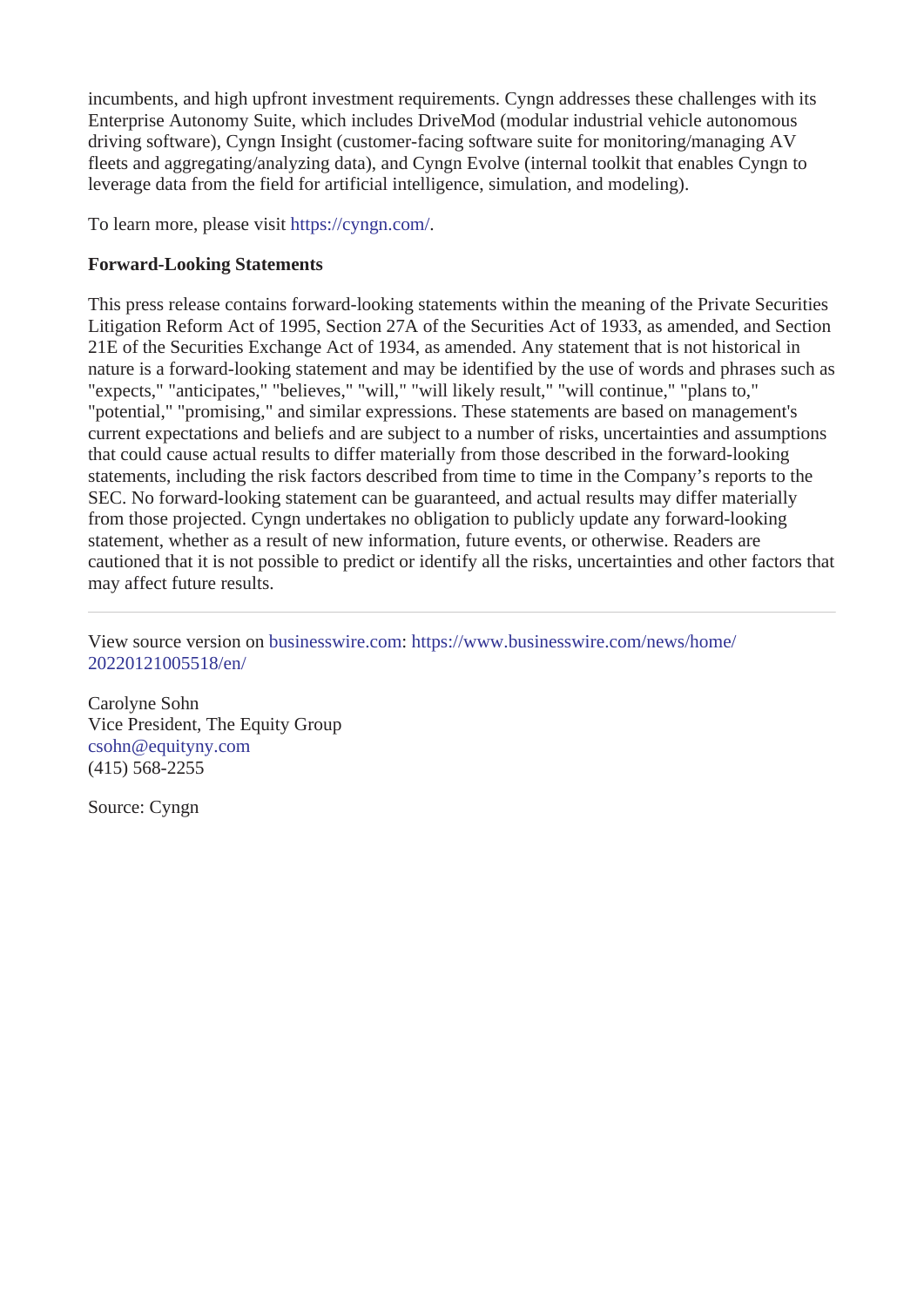incumbents, and high upfront investment requirements. Cyngn addresses these challenges with its Enterprise Autonomy Suite, which includes DriveMod (modular industrial vehicle autonomous driving software), Cyngn Insight (customer-facing software suite for monitoring/managing AV fleets and aggregating/analyzing data), and Cyngn Evolve (internal toolkit that enables Cyngn to leverage data from the field for artificial intelligence, simulation, and modeling).

To learn more, please visit https://cyngn.com/.

**Forward-Looking Statements**

This press release contains forward-looking statements within the meaning of the Private Securities Litigation Reform Act of 1995, Section 27A of the Securities Act of 1933, as amended, and Section 21E of the Securities Exchange Act of 1934, as amended. Any statement that is not historical in nature is a forward-looking statement and may be identified by the use of words and phrases such as "expects," "anticipates," "believes," "will," "will likely result," "will continue," "plans to," "potential," "promising," and similar expressions. These statements are based on management's current expectations and beliefs and are subject to a number of risks, uncertainties and assumptions that could cause actual results to differ materially from those described in the forward-looking statements, including the risk factors described from time to time in the Company's reports to the SEC. No forward-looking statement can be guaranteed, and actual results may differ materially from those projected. Cyngn undertakes no obligation to publicly update any forward-looking statement, whether as a result of new information, future events, or otherwise. Readers are cautioned that it is not possible to predict or identify all the risks, uncertainties and other factors that may affect future results.

---

View source version on businesswire.com: https://www.businesswire.com/news/home/20220121005518/en/

Carolyne Sohn
Vice President, The Equity Group
csohn@equityny.com
(415) 568-2255

Source: Cyngn